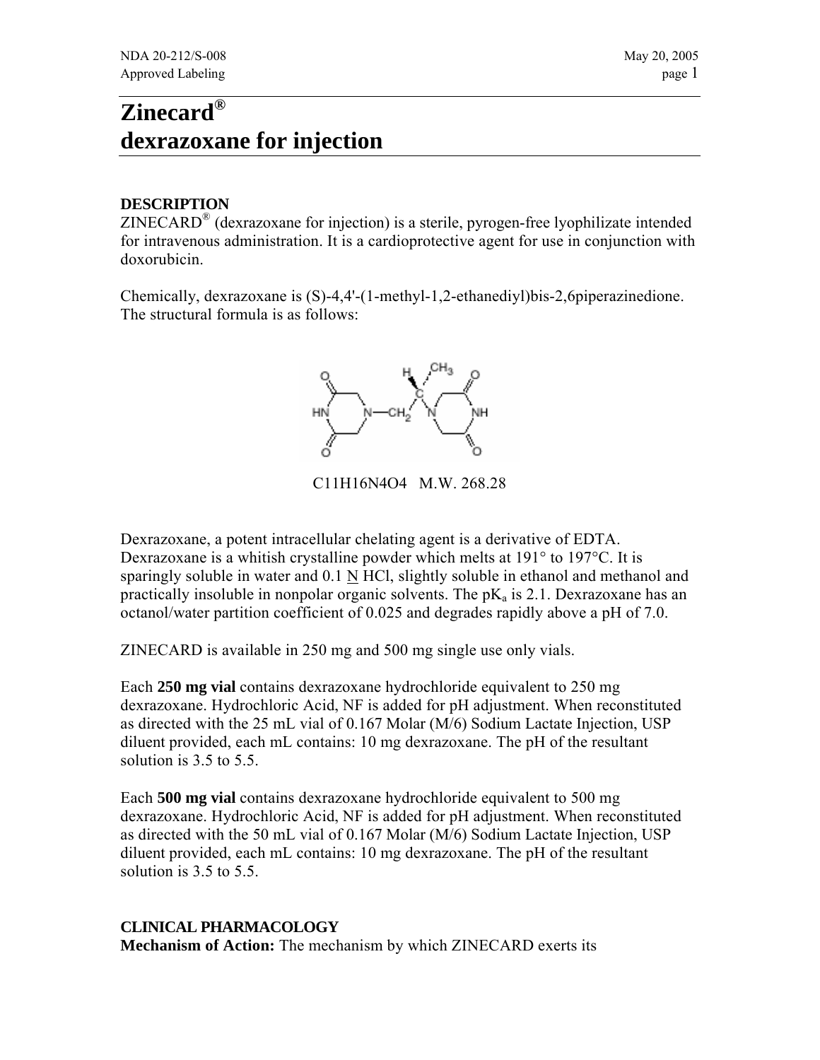# Zinecard®
# dexrazoxane for injection

## DESCRIPTION

ZINECARD® (dexrazoxane for injection) is a sterile, pyrogen-free lyophilizate intended for intravenous administration. It is a cardioprotective agent for use in conjunction with doxorubicin.

Chemically, dexrazoxane is (S)-4,4'-(1-methyl-1,2-ethanediyl)bis-2,6piperazinedione. The structural formula is as follows:

$C_{11}H_{16}N_4O_4$ M.W. 268.28

Dexrazoxane, a potent intracellular chelating agent is a derivative of EDTA. Dexrazoxane is a whitish crystalline powder which melts at 191° to 197°C. It is sparingly soluble in water and 0.1 N HCl, slightly soluble in ethanol and methanol and practically insoluble in nonpolar organic solvents. The $pK_a$ is 2.1. Dexrazoxane has an octanol/water partition coefficient of 0.025 and degrades rapidly above a pH of 7.0.

ZINECARD is available in 250 mg and 500 mg single use only vials.

Each **250 mg vial** contains dexrazoxane hydrochloride equivalent to 250 mg dexrazoxane. Hydrochloric Acid, NF is added for pH adjustment. When reconstituted as directed with the 25 mL vial of 0.167 Molar (M/6) Sodium Lactate Injection, USP diluent provided, each mL contains: 10 mg dexrazoxane. The pH of the resultant solution is 3.5 to 5.5.

Each **500 mg vial** contains dexrazoxane hydrochloride equivalent to 500 mg dexrazoxane. Hydrochloric Acid, NF is added for pH adjustment. When reconstituted as directed with the 50 mL vial of 0.167 Molar (M/6) Sodium Lactate Injection, USP diluent provided, each mL contains: 10 mg dexrazoxane. The pH of the resultant solution is 3.5 to 5.5.

## CLINICAL PHARMACOLOGY

**Mechanism of Action:** The mechanism by which ZINECARD exerts its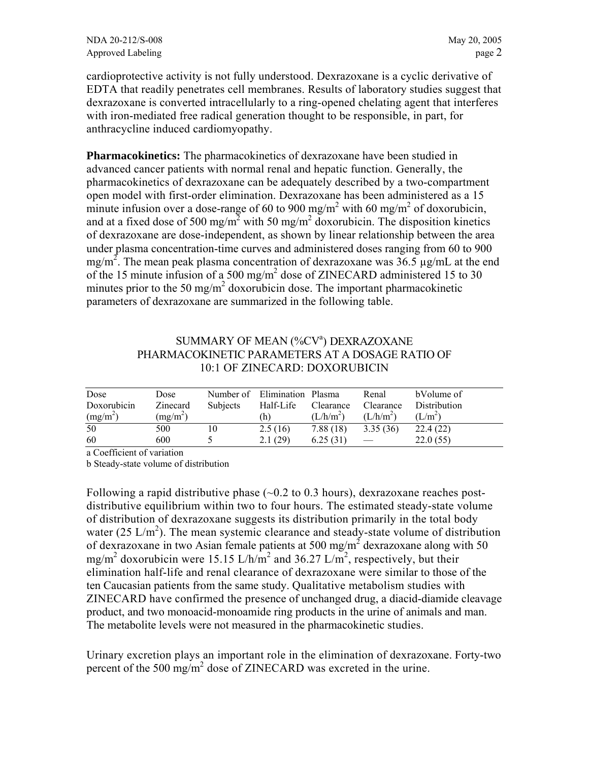cardioprotective activity is not fully understood. Dexrazoxane is a cyclic derivative of EDTA that readily penetrates cell membranes. Results of laboratory studies suggest that dexrazoxane is converted intracellularly to a ring-opened chelating agent that interferes with iron-mediated free radical generation thought to be responsible, in part, for anthracycline induced cardiomyopathy.

**Pharmacokinetics:** The pharmacokinetics of dexrazoxane have been studied in advanced cancer patients with normal renal and hepatic function. Generally, the pharmacokinetics of dexrazoxane can be adequately described by a two-compartment open model with first-order elimination. Dexrazoxane has been administered as a 15 minute infusion over a dose-range of 60 to 900 mg/m$^2$ with 60 mg/m$^2$ of doxorubicin, and at a fixed dose of 500 mg/m$^2$ with 50 mg/m$^2$ doxorubicin. The disposition kinetics of dexrazoxane are dose-independent, as shown by linear relationship between the area under plasma concentration-time curves and administered doses ranging from 60 to 900 mg/m$^2$. The mean peak plasma concentration of dexrazoxane was 36.5 µg/mL at the end of the 15 minute infusion of a 500 mg/m$^2$ dose of ZINECARD administered 15 to 30 minutes prior to the 50 mg/m$^2$ doxorubicin dose. The important pharmacokinetic parameters of dexrazoxane are summarized in the following table.

SUMMARY OF MEAN (%CV[a]) DEXRAZOXANE PHARMACOKINETIC PARAMETERS AT A DOSAGE RATIO OF 10:1 OF ZINECARD: DOXORUBICIN

| Dose Doxorubicin (mg/m$^2$) | Dose Zinecard (mg/m$^2$) | Number of Subjects | Elimination Half-Life (h) | Plasma Clearance (L/h/m$^2$) | Renal Clearance (L/h/m$^2$) | [b]Volume of Distribution (L/m$^2$) |
|---|---|---|---|---|---|---|
| 50 | 500 | 10 | 2.5 (16) | 7.88 (18) | 3.35 (36) | 22.4 (22) |
| 60 | 600 | 5 | 2.1 (29) | 6.25 (31) | — | 22.0 (55) |

a Coefficient of variation

b Steady-state volume of distribution

Following a rapid distributive phase (~0.2 to 0.3 hours), dexrazoxane reaches post-distributive equilibrium within two to four hours. The estimated steady-state volume of distribution of dexrazoxane suggests its distribution primarily in the total body water (25 L/m$^2$). The mean systemic clearance and steady-state volume of distribution of dexrazoxane in two Asian female patients at 500 mg/m$^2$ dexrazoxane along with 50 mg/m$^2$ doxorubicin were 15.15 L/h/m$^2$ and 36.27 L/m$^2$, respectively, but their elimination half-life and renal clearance of dexrazoxane were similar to those of the ten Caucasian patients from the same study. Qualitative metabolism studies with ZINECARD have confirmed the presence of unchanged drug, a diacid-diamide cleavage product, and two monoacid-monoamide ring products in the urine of animals and man. The metabolite levels were not measured in the pharmacokinetic studies.

Urinary excretion plays an important role in the elimination of dexrazoxane. Forty-two percent of the 500 mg/m$^2$ dose of ZINECARD was excreted in the urine.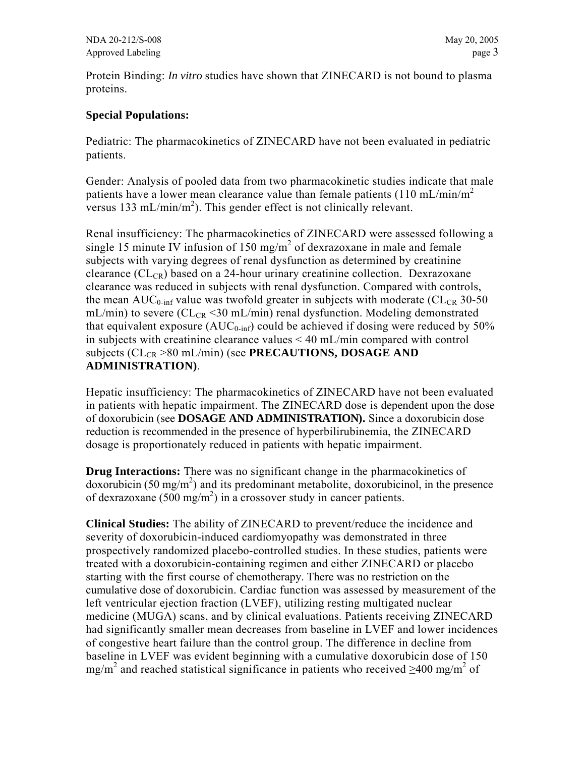Protein Binding: *In vitro* studies have shown that ZINECARD is not bound to plasma proteins.

**Special Populations:**

Pediatric: The pharmacokinetics of ZINECARD have not been evaluated in pediatric patients.

Gender: Analysis of pooled data from two pharmacokinetic studies indicate that male patients have a lower mean clearance value than female patients (110 mL/min/$m^2$ versus 133 mL/min/$m^2$). This gender effect is not clinically relevant.

Renal insufficiency: The pharmacokinetics of ZINECARD were assessed following a single 15 minute IV infusion of 150 mg/$m^2$ of dexrazoxane in male and female subjects with varying degrees of renal dysfunction as determined by creatinine clearance ($CL_{CR}$) based on a 24-hour urinary creatinine collection. Dexrazoxane clearance was reduced in subjects with renal dysfunction. Compared with controls, the mean $AUC_{0\text{-inf}}$ value was twofold greater in subjects with moderate ($CL_{CR}$ 30-50 mL/min) to severe ($CL_{CR}$ <30 mL/min) renal dysfunction. Modeling demonstrated that equivalent exposure ($AUC_{0\text{-inf}}$) could be achieved if dosing were reduced by 50% in subjects with creatinine clearance values < 40 mL/min compared with control subjects ($CL_{CR}$ >80 mL/min) (see **PRECAUTIONS, DOSAGE AND ADMINISTRATION)**.

Hepatic insufficiency: The pharmacokinetics of ZINECARD have not been evaluated in patients with hepatic impairment. The ZINECARD dose is dependent upon the dose of doxorubicin (see **DOSAGE AND ADMINISTRATION).** Since a doxorubicin dose reduction is recommended in the presence of hyperbilirubinemia, the ZINECARD dosage is proportionately reduced in patients with hepatic impairment.

**Drug Interactions:** There was no significant change in the pharmacokinetics of doxorubicin (50 mg/$m^2$) and its predominant metabolite, doxorubicinol, in the presence of dexrazoxane (500 mg/$m^2$) in a crossover study in cancer patients.

**Clinical Studies:** The ability of ZINECARD to prevent/reduce the incidence and severity of doxorubicin-induced cardiomyopathy was demonstrated in three prospectively randomized placebo-controlled studies. In these studies, patients were treated with a doxorubicin-containing regimen and either ZINECARD or placebo starting with the first course of chemotherapy. There was no restriction on the cumulative dose of doxorubicin. Cardiac function was assessed by measurement of the left ventricular ejection fraction (LVEF), utilizing resting multigated nuclear medicine (MUGA) scans, and by clinical evaluations. Patients receiving ZINECARD had significantly smaller mean decreases from baseline in LVEF and lower incidences of congestive heart failure than the control group. The difference in decline from baseline in LVEF was evident beginning with a cumulative doxorubicin dose of 150 mg/$m^2$ and reached statistical significance in patients who received ≥400 mg/$m^2$ of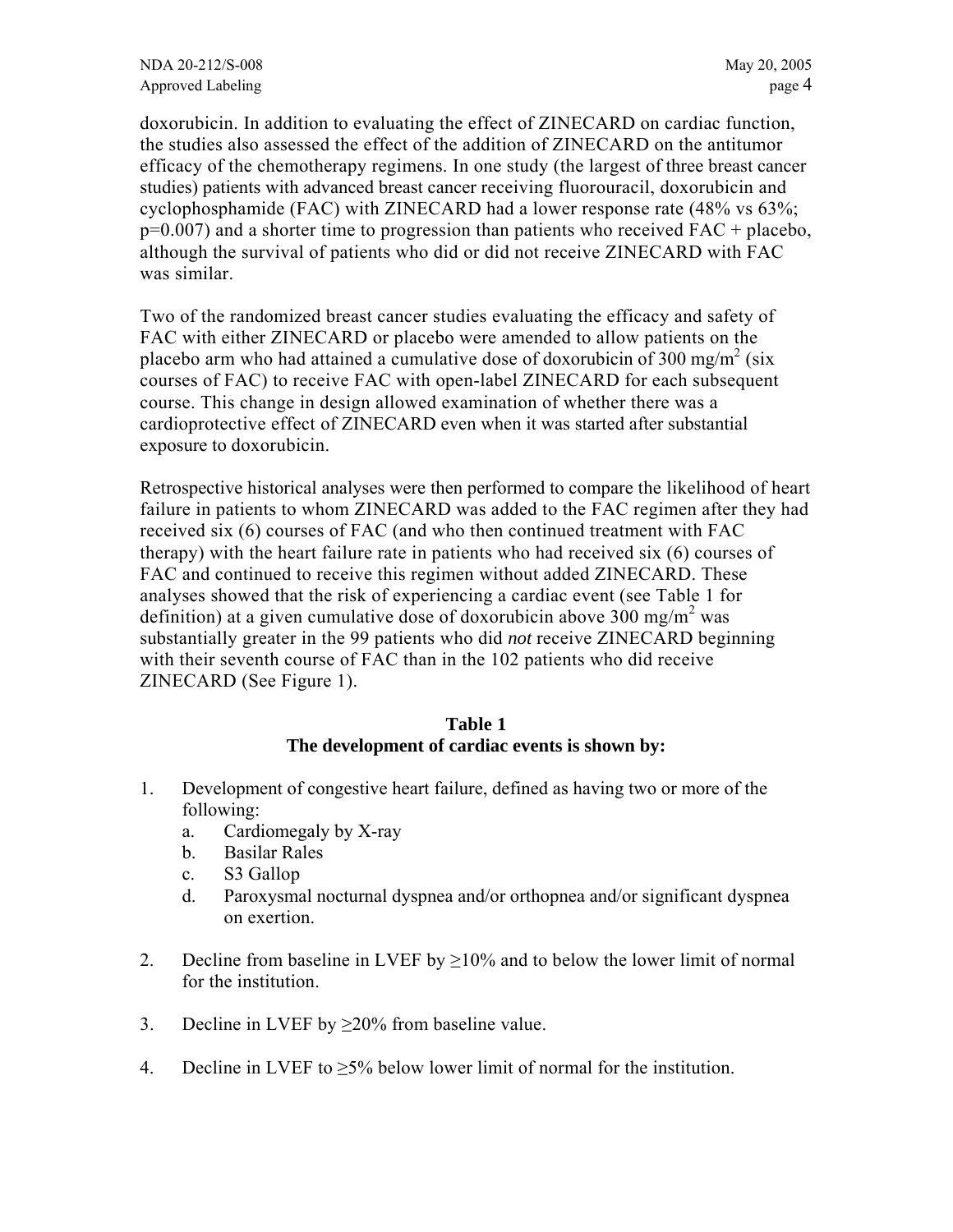doxorubicin. In addition to evaluating the effect of ZINECARD on cardiac function, the studies also assessed the effect of the addition of ZINECARD on the antitumor efficacy of the chemotherapy regimens. In one study (the largest of three breast cancer studies) patients with advanced breast cancer receiving fluorouracil, doxorubicin and cyclophosphamide (FAC) with ZINECARD had a lower response rate (48% vs 63%; p=0.007) and a shorter time to progression than patients who received FAC + placebo, although the survival of patients who did or did not receive ZINECARD with FAC was similar.

Two of the randomized breast cancer studies evaluating the efficacy and safety of FAC with either ZINECARD or placebo were amended to allow patients on the placebo arm who had attained a cumulative dose of doxorubicin of 300 mg/m$^2$ (six courses of FAC) to receive FAC with open-label ZINECARD for each subsequent course. This change in design allowed examination of whether there was a cardioprotective effect of ZINECARD even when it was started after substantial exposure to doxorubicin.

Retrospective historical analyses were then performed to compare the likelihood of heart failure in patients to whom ZINECARD was added to the FAC regimen after they had received six (6) courses of FAC (and who then continued treatment with FAC therapy) with the heart failure rate in patients who had received six (6) courses of FAC and continued to receive this regimen without added ZINECARD. These analyses showed that the risk of experiencing a cardiac event (see Table 1 for definition) at a given cumulative dose of doxorubicin above 300 mg/m$^2$ was substantially greater in the 99 patients who did *not* receive ZINECARD beginning with their seventh course of FAC than in the 102 patients who did receive ZINECARD (See Figure 1).

**Table 1**
**The development of cardiac events is shown by:**

1. Development of congestive heart failure, defined as having two or more of the following:
   a. Cardiomegaly by X-ray
   b. Basilar Rales
   c. S3 Gallop
   d. Paroxysmal nocturnal dyspnea and/or orthopnea and/or significant dyspnea on exertion.

2. Decline from baseline in LVEF by ≥10% and to below the lower limit of normal for the institution.

3. Decline in LVEF by ≥20% from baseline value.

4. Decline in LVEF to ≥5% below lower limit of normal for the institution.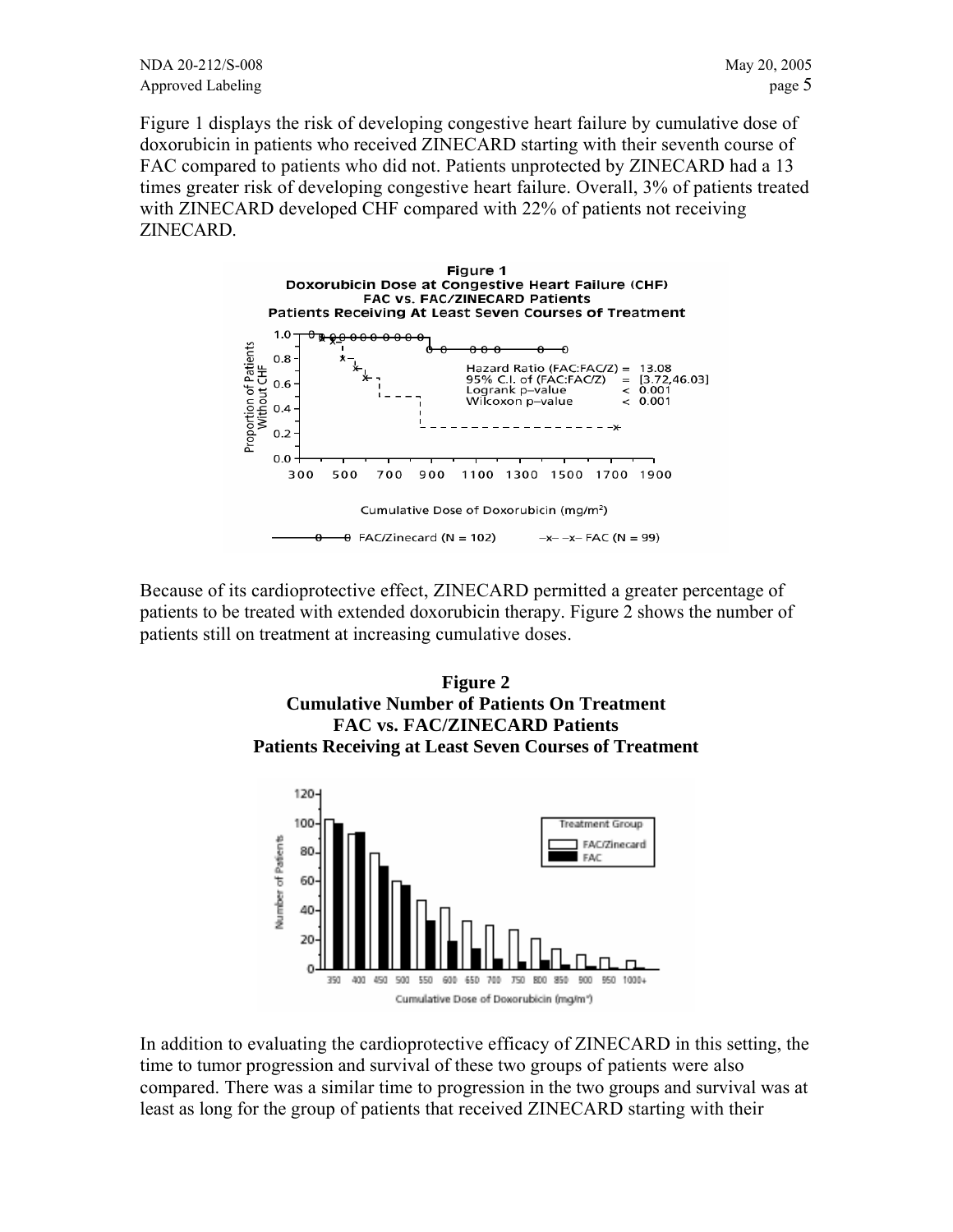Figure 1 displays the risk of developing congestive heart failure by cumulative dose of doxorubicin in patients who received ZINECARD starting with their seventh course of FAC compared to patients who did not. Patients unprotected by ZINECARD had a 13 times greater risk of developing congestive heart failure. Overall, 3% of patients treated with ZINECARD developed CHF compared with 22% of patients not receiving ZINECARD.

**Figure 1**
**Doxorubicin Dose at Congestive Heart Failure (CHF)**
**FAC vs. FAC/ZINECARD Patients**
**Patients Receiving At Least Seven Courses of Treatment**

Because of its cardioprotective effect, ZINECARD permitted a greater percentage of patients to be treated with extended doxorubicin therapy. Figure 2 shows the number of patients still on treatment at increasing cumulative doses.

**Figure 2**
**Cumulative Number of Patients On Treatment**
**FAC vs. FAC/ZINECARD Patients**
**Patients Receiving at Least Seven Courses of Treatment**

In addition to evaluating the cardioprotective efficacy of ZINECARD in this setting, the time to tumor progression and survival of these two groups of patients were also compared. There was a similar time to progression in the two groups and survival was at least as long for the group of patients that received ZINECARD starting with their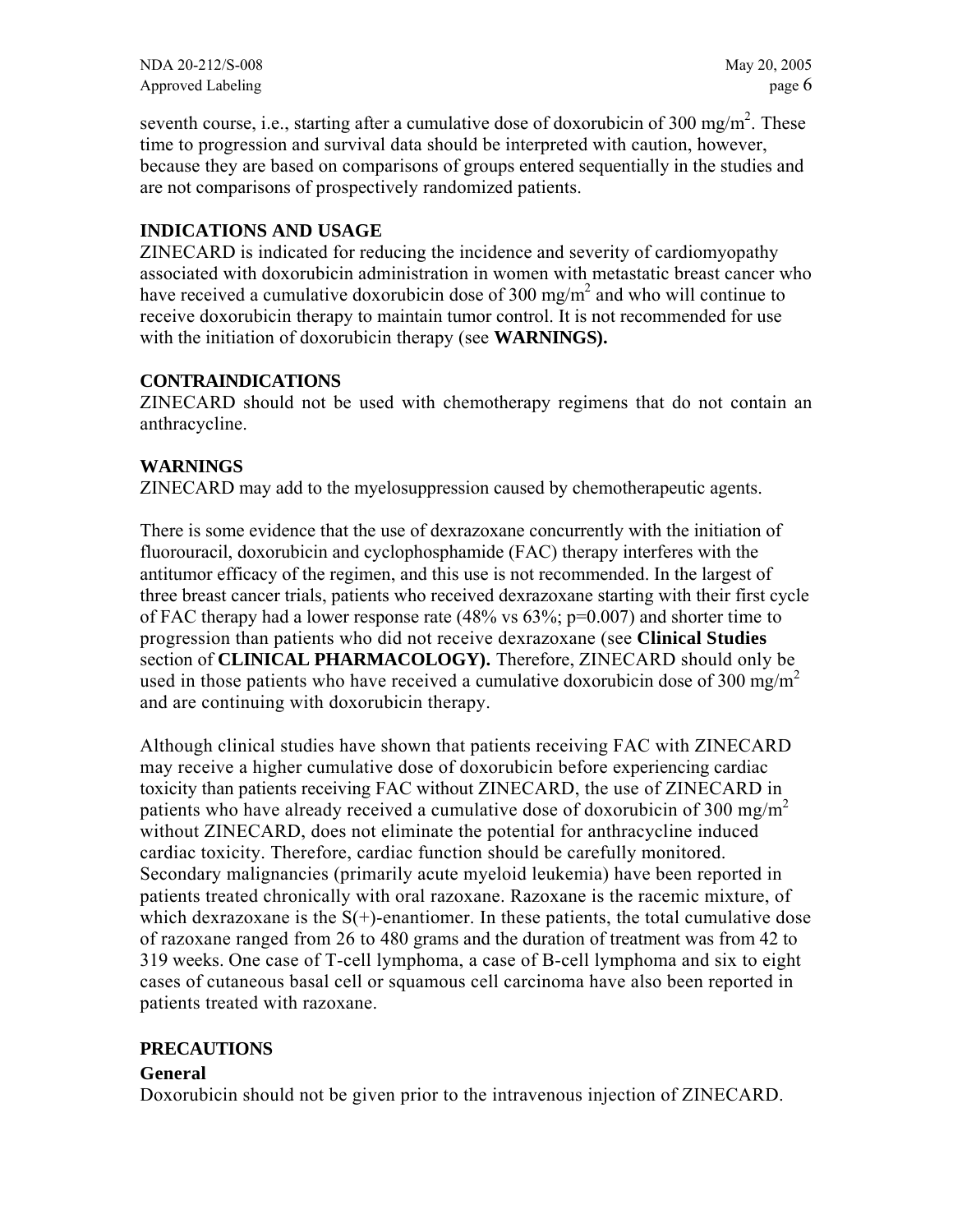seventh course, i.e., starting after a cumulative dose of doxorubicin of 300 $mg/m^2$. These time to progression and survival data should be interpreted with caution, however, because they are based on comparisons of groups entered sequentially in the studies and are not comparisons of prospectively randomized patients.

## INDICATIONS AND USAGE

ZINECARD is indicated for reducing the incidence and severity of cardiomyopathy associated with doxorubicin administration in women with metastatic breast cancer who have received a cumulative doxorubicin dose of 300 $mg/m^2$ and who will continue to receive doxorubicin therapy to maintain tumor control. It is not recommended for use with the initiation of doxorubicin therapy (see **WARNINGS).**

## CONTRAINDICATIONS

ZINECARD should not be used with chemotherapy regimens that do not contain an anthracycline.

## WARNINGS

ZINECARD may add to the myelosuppression caused by chemotherapeutic agents.

There is some evidence that the use of dexrazoxane concurrently with the initiation of fluorouracil, doxorubicin and cyclophosphamide (FAC) therapy interferes with the antitumor efficacy of the regimen, and this use is not recommended. In the largest of three breast cancer trials, patients who received dexrazoxane starting with their first cycle of FAC therapy had a lower response rate (48% vs 63%; p=0.007) and shorter time to progression than patients who did not receive dexrazoxane (see **Clinical Studies** section of **CLINICAL PHARMACOLOGY).** Therefore, ZINECARD should only be used in those patients who have received a cumulative doxorubicin dose of 300 $mg/m^2$ and are continuing with doxorubicin therapy.

Although clinical studies have shown that patients receiving FAC with ZINECARD may receive a higher cumulative dose of doxorubicin before experiencing cardiac toxicity than patients receiving FAC without ZINECARD, the use of ZINECARD in patients who have already received a cumulative dose of doxorubicin of 300 $mg/m^2$ without ZINECARD, does not eliminate the potential for anthracycline induced cardiac toxicity. Therefore, cardiac function should be carefully monitored. Secondary malignancies (primarily acute myeloid leukemia) have been reported in patients treated chronically with oral razoxane. Razoxane is the racemic mixture, of which dexrazoxane is the S(+)-enantiomer. In these patients, the total cumulative dose of razoxane ranged from 26 to 480 grams and the duration of treatment was from 42 to 319 weeks. One case of T-cell lymphoma, a case of B-cell lymphoma and six to eight cases of cutaneous basal cell or squamous cell carcinoma have also been reported in patients treated with razoxane.

## PRECAUTIONS

### General

Doxorubicin should not be given prior to the intravenous injection of ZINECARD.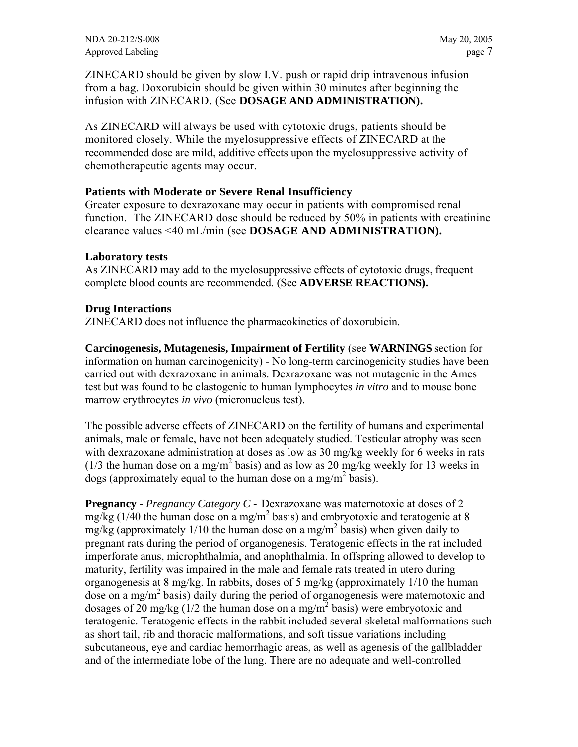ZINECARD should be given by slow I.V. push or rapid drip intravenous infusion from a bag. Doxorubicin should be given within 30 minutes after beginning the infusion with ZINECARD. (See **DOSAGE AND ADMINISTRATION).**

As ZINECARD will always be used with cytotoxic drugs, patients should be monitored closely. While the myelosuppressive effects of ZINECARD at the recommended dose are mild, additive effects upon the myelosuppressive activity of chemotherapeutic agents may occur.

**Patients with Moderate or Severe Renal Insufficiency**

Greater exposure to dexrazoxane may occur in patients with compromised renal function. The ZINECARD dose should be reduced by 50% in patients with creatinine clearance values <40 mL/min (see **DOSAGE AND ADMINISTRATION).**

**Laboratory tests**

As ZINECARD may add to the myelosuppressive effects of cytotoxic drugs, frequent complete blood counts are recommended. (See **ADVERSE REACTIONS).**

**Drug Interactions**

ZINECARD does not influence the pharmacokinetics of doxorubicin.

**Carcinogenesis, Mutagenesis, Impairment of Fertility** (see **WARNINGS** section for information on human carcinogenicity) - No long-term carcinogenicity studies have been carried out with dexrazoxane in animals. Dexrazoxane was not mutagenic in the Ames test but was found to be clastogenic to human lymphocytes *in vitro* and to mouse bone marrow erythrocytes *in vivo* (micronucleus test).

The possible adverse effects of ZINECARD on the fertility of humans and experimental animals, male or female, have not been adequately studied. Testicular atrophy was seen with dexrazoxane administration at doses as low as 30 mg/kg weekly for 6 weeks in rats (1/3 the human dose on a $mg/m^2$ basis) and as low as 20 mg/kg weekly for 13 weeks in dogs (approximately equal to the human dose on a $mg/m^2$ basis).

**Pregnancy** - *Pregnancy Category C* - Dexrazoxane was maternotoxic at doses of 2 mg/kg (1/40 the human dose on a $mg/m^2$ basis) and embryotoxic and teratogenic at 8 mg/kg (approximately 1/10 the human dose on a $mg/m^2$ basis) when given daily to pregnant rats during the period of organogenesis. Teratogenic effects in the rat included imperforate anus, microphthalmia, and anophthalmia. In offspring allowed to develop to maturity, fertility was impaired in the male and female rats treated in utero during organogenesis at 8 mg/kg. In rabbits, doses of 5 mg/kg (approximately 1/10 the human dose on a $mg/m^2$ basis) daily during the period of organogenesis were maternotoxic and dosages of 20 mg/kg (1/2 the human dose on a $mg/m^2$ basis) were embryotoxic and teratogenic. Teratogenic effects in the rabbit included several skeletal malformations such as short tail, rib and thoracic malformations, and soft tissue variations including subcutaneous, eye and cardiac hemorrhagic areas, as well as agenesis of the gallbladder and of the intermediate lobe of the lung. There are no adequate and well-controlled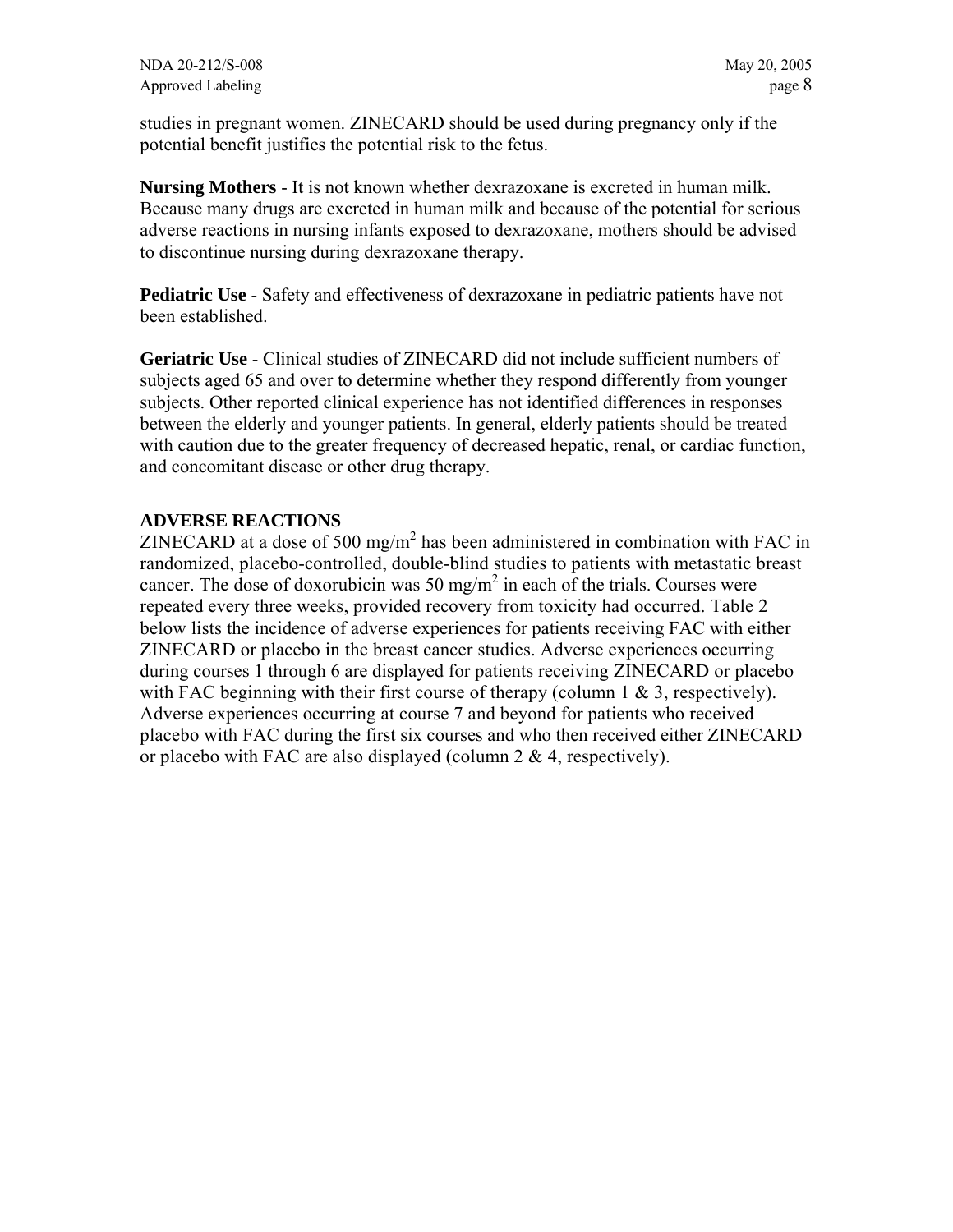studies in pregnant women. ZINECARD should be used during pregnancy only if the potential benefit justifies the potential risk to the fetus.

**Nursing Mothers** - It is not known whether dexrazoxane is excreted in human milk. Because many drugs are excreted in human milk and because of the potential for serious adverse reactions in nursing infants exposed to dexrazoxane, mothers should be advised to discontinue nursing during dexrazoxane therapy.

**Pediatric Use** - Safety and effectiveness of dexrazoxane in pediatric patients have not been established.

**Geriatric Use** - Clinical studies of ZINECARD did not include sufficient numbers of subjects aged 65 and over to determine whether they respond differently from younger subjects. Other reported clinical experience has not identified differences in responses between the elderly and younger patients. In general, elderly patients should be treated with caution due to the greater frequency of decreased hepatic, renal, or cardiac function, and concomitant disease or other drug therapy.

## ADVERSE REACTIONS

ZINECARD at a dose of 500 $mg/m^2$ has been administered in combination with FAC in randomized, placebo-controlled, double-blind studies to patients with metastatic breast cancer. The dose of doxorubicin was 50 $mg/m^2$ in each of the trials. Courses were repeated every three weeks, provided recovery from toxicity had occurred. Table 2 below lists the incidence of adverse experiences for patients receiving FAC with either ZINECARD or placebo in the breast cancer studies. Adverse experiences occurring during courses 1 through 6 are displayed for patients receiving ZINECARD or placebo with FAC beginning with their first course of therapy (column 1 & 3, respectively). Adverse experiences occurring at course 7 and beyond for patients who received placebo with FAC during the first six courses and who then received either ZINECARD or placebo with FAC are also displayed (column 2 & 4, respectively).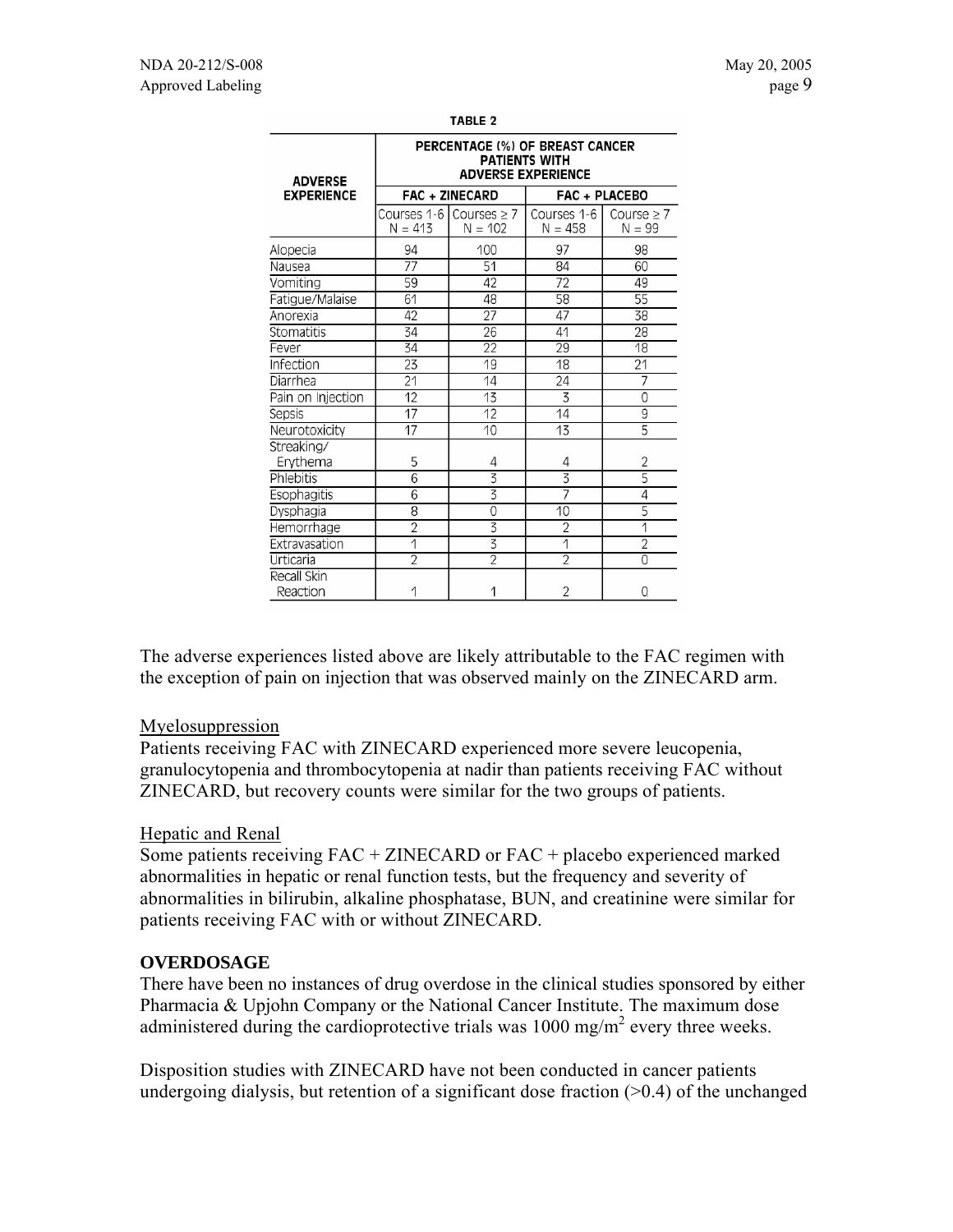**TABLE 2**

| ADVERSE EXPERIENCE | PERCENTAGE (%) OF BREAST CANCER PATIENTS WITH ADVERSE EXPERIENCE | | | |
|---|---|---|---|---|
| | FAC + ZINECARD | | FAC + PLACEBO | |
| | Courses 1-6 N = 413 | Courses ≥ 7 N = 102 | Courses 1-6 N = 458 | Course ≥ 7 N = 99 |
| Alopecia | 94 | 100 | 97 | 98 |
| Nausea | 77 | 51 | 84 | 60 |
| Vomiting | 59 | 42 | 72 | 49 |
| Fatigue/Malaise | 61 | 48 | 58 | 55 |
| Anorexia | 42 | 27 | 47 | 38 |
| Stomatitis | 34 | 26 | 41 | 28 |
| Fever | 34 | 22 | 29 | 18 |
| Infection | 23 | 19 | 18 | 21 |
| Diarrhea | 21 | 14 | 24 | 7 |
| Pain on Injection | 12 | 13 | 3 | 0 |
| Sepsis | 17 | 12 | 14 | 9 |
| Neurotoxicity | 17 | 10 | 13 | 5 |
| Streaking/ Erythema | 5 | 4 | 4 | 2 |
| Phlebitis | 6 | 3 | 3 | 5 |
| Esophagitis | 6 | 3 | 7 | 4 |
| Dysphagia | 8 | 0 | 10 | 5 |
| Hemorrhage | 2 | 3 | 2 | 1 |
| Extravasation | 1 | 3 | 1 | 2 |
| Urticaria | 2 | 2 | 2 | 0 |
| Recall Skin Reaction | 1 | 1 | 2 | 0 |

The adverse experiences listed above are likely attributable to the FAC regimen with the exception of pain on injection that was observed mainly on the ZINECARD arm.

Myelosuppression

Patients receiving FAC with ZINECARD experienced more severe leucopenia, granulocytopenia and thrombocytopenia at nadir than patients receiving FAC without ZINECARD, but recovery counts were similar for the two groups of patients.

Hepatic and Renal

Some patients receiving FAC + ZINECARD or FAC + placebo experienced marked abnormalities in hepatic or renal function tests, but the frequency and severity of abnormalities in bilirubin, alkaline phosphatase, BUN, and creatinine were similar for patients receiving FAC with or without ZINECARD.

**OVERDOSAGE**

There have been no instances of drug overdose in the clinical studies sponsored by either Pharmacia & Upjohn Company or the National Cancer Institute. The maximum dose administered during the cardioprotective trials was 1000 mg/m$^2$ every three weeks.

Disposition studies with ZINECARD have not been conducted in cancer patients undergoing dialysis, but retention of a significant dose fraction (>0.4) of the unchanged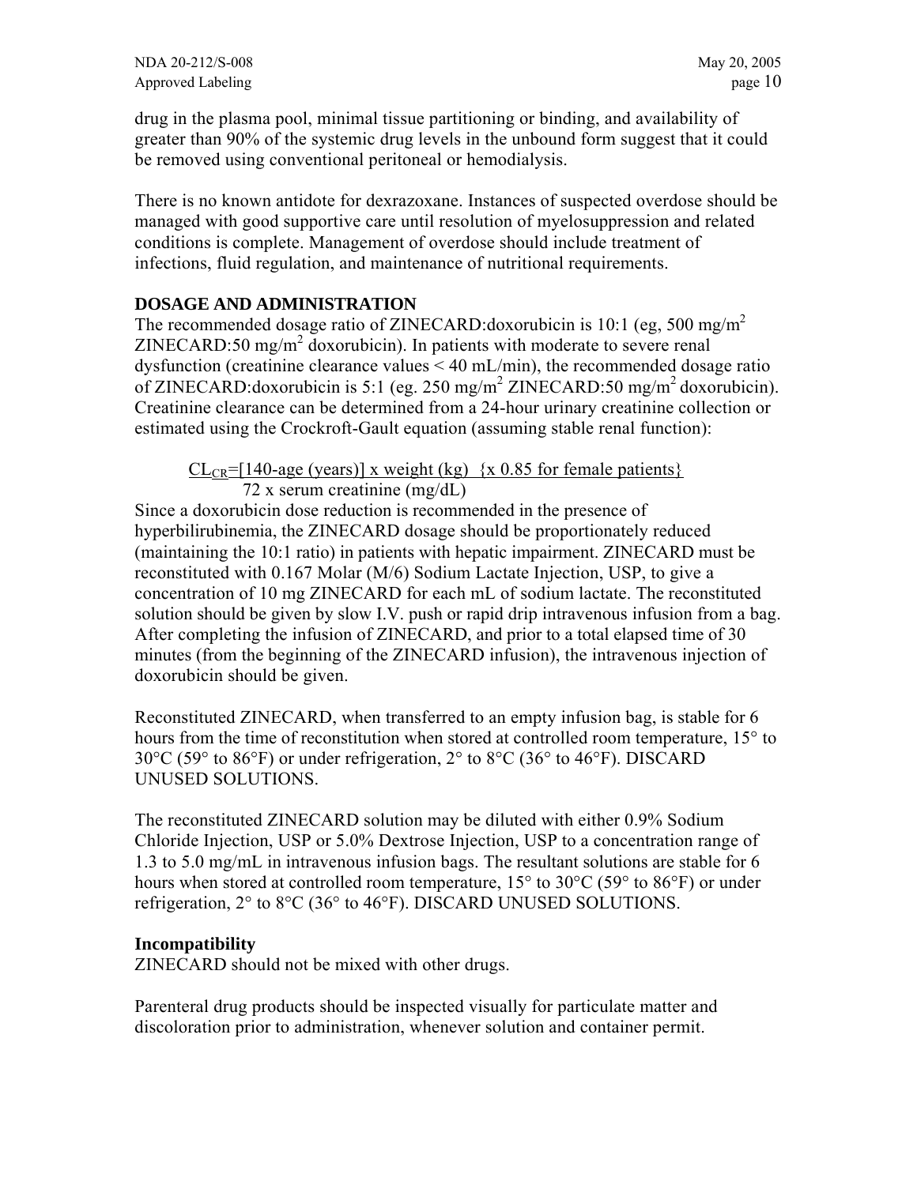drug in the plasma pool, minimal tissue partitioning or binding, and availability of greater than 90% of the systemic drug levels in the unbound form suggest that it could be removed using conventional peritoneal or hemodialysis.

There is no known antidote for dexrazoxane. Instances of suspected overdose should be managed with good supportive care until resolution of myelosuppression and related conditions is complete. Management of overdose should include treatment of infections, fluid regulation, and maintenance of nutritional requirements.

## DOSAGE AND ADMINISTRATION

The recommended dosage ratio of ZINECARD:doxorubicin is 10:1 (eg, 500 mg/$m^2$ ZINECARD:50 mg/$m^2$ doxorubicin). In patients with moderate to severe renal dysfunction (creatinine clearance values < 40 mL/min), the recommended dosage ratio of ZINECARD:doxorubicin is 5:1 (eg. 250 mg/$m^2$ ZINECARD:50 mg/$m^2$ doxorubicin). Creatinine clearance can be determined from a 24-hour urinary creatinine collection or estimated using the Crockroft-Gault equation (assuming stable renal function):

$$CL_{CR} = \frac{[140\text{-age (years)}] \times \text{weight (kg)} \ \{\times 0.85 \text{ for female patients}\}}{72 \times \text{serum creatinine (mg/dL)}}$$

Since a doxorubicin dose reduction is recommended in the presence of hyperbilirubinemia, the ZINECARD dosage should be proportionately reduced (maintaining the 10:1 ratio) in patients with hepatic impairment. ZINECARD must be reconstituted with 0.167 Molar (M/6) Sodium Lactate Injection, USP, to give a concentration of 10 mg ZINECARD for each mL of sodium lactate. The reconstituted solution should be given by slow I.V. push or rapid drip intravenous infusion from a bag. After completing the infusion of ZINECARD, and prior to a total elapsed time of 30 minutes (from the beginning of the ZINECARD infusion), the intravenous injection of doxorubicin should be given.

Reconstituted ZINECARD, when transferred to an empty infusion bag, is stable for 6 hours from the time of reconstitution when stored at controlled room temperature, 15° to 30°C (59° to 86°F) or under refrigeration, 2° to 8°C (36° to 46°F). DISCARD UNUSED SOLUTIONS.

The reconstituted ZINECARD solution may be diluted with either 0.9% Sodium Chloride Injection, USP or 5.0% Dextrose Injection, USP to a concentration range of 1.3 to 5.0 mg/mL in intravenous infusion bags. The resultant solutions are stable for 6 hours when stored at controlled room temperature, 15° to 30°C (59° to 86°F) or under refrigeration, 2° to 8°C (36° to 46°F). DISCARD UNUSED SOLUTIONS.

### Incompatibility

ZINECARD should not be mixed with other drugs.

Parenteral drug products should be inspected visually for particulate matter and discoloration prior to administration, whenever solution and container permit.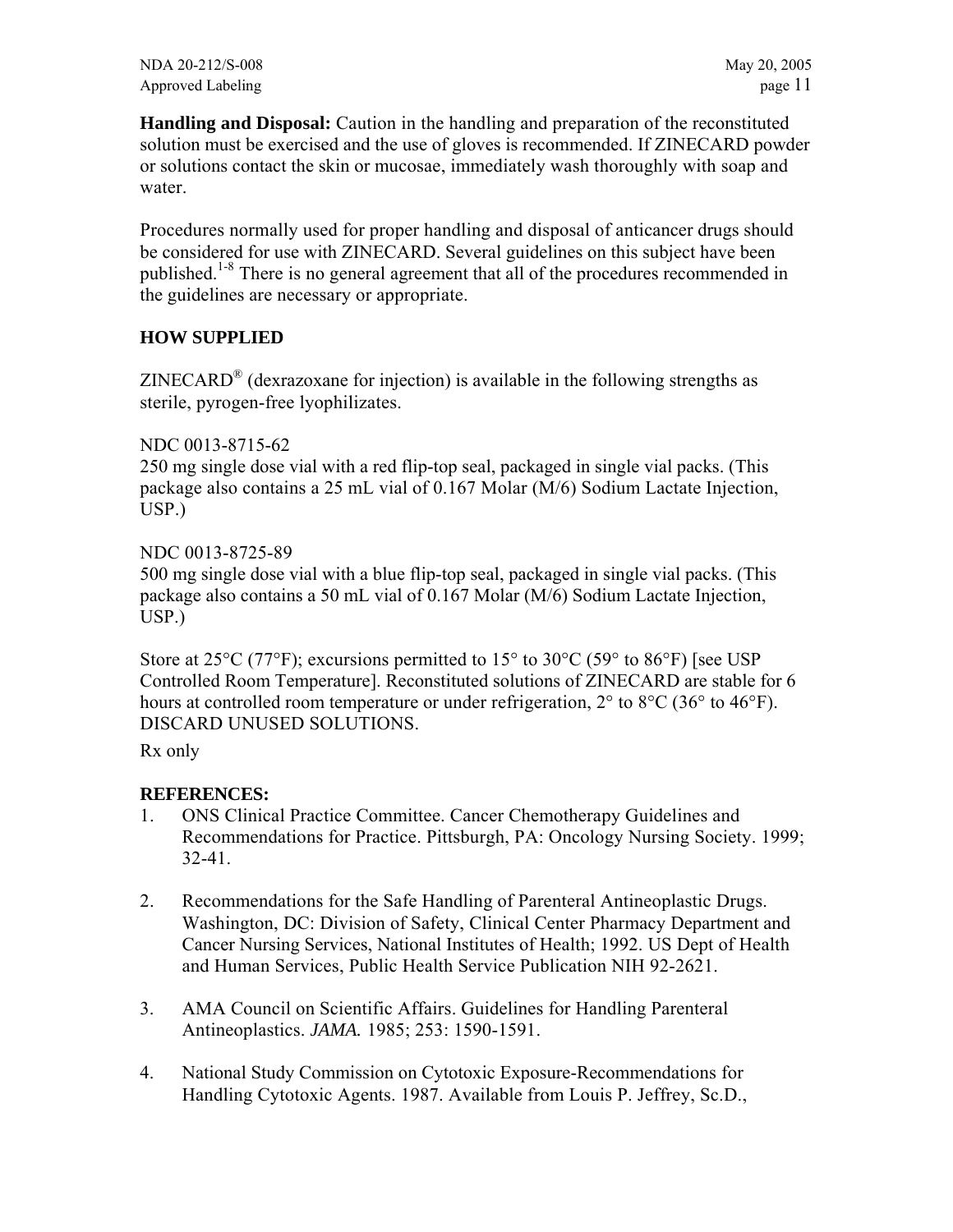**Handling and Disposal:** Caution in the handling and preparation of the reconstituted solution must be exercised and the use of gloves is recommended. If ZINECARD powder or solutions contact the skin or mucosae, immediately wash thoroughly with soap and water.

Procedures normally used for proper handling and disposal of anticancer drugs should be considered for use with ZINECARD. Several guidelines on this subject have been published.[1-8] There is no general agreement that all of the procedures recommended in the guidelines are necessary or appropriate.

## HOW SUPPLIED

ZINECARD® (dexrazoxane for injection) is available in the following strengths as sterile, pyrogen-free lyophilizates.

NDC 0013-8715-62
250 mg single dose vial with a red flip-top seal, packaged in single vial packs. (This package also contains a 25 mL vial of 0.167 Molar (M/6) Sodium Lactate Injection, USP.)

NDC 0013-8725-89
500 mg single dose vial with a blue flip-top seal, packaged in single vial packs. (This package also contains a 50 mL vial of 0.167 Molar (M/6) Sodium Lactate Injection, USP.)

Store at 25°C (77°F); excursions permitted to 15° to 30°C (59° to 86°F) [see USP Controlled Room Temperature]. Reconstituted solutions of ZINECARD are stable for 6 hours at controlled room temperature or under refrigeration, 2° to 8°C (36° to 46°F). DISCARD UNUSED SOLUTIONS.

Rx only

**REFERENCES:**

1. ONS Clinical Practice Committee. Cancer Chemotherapy Guidelines and Recommendations for Practice. Pittsburgh, PA: Oncology Nursing Society. 1999; 32-41.

2. Recommendations for the Safe Handling of Parenteral Antineoplastic Drugs. Washington, DC: Division of Safety, Clinical Center Pharmacy Department and Cancer Nursing Services, National Institutes of Health; 1992. US Dept of Health and Human Services, Public Health Service Publication NIH 92-2621.

3. AMA Council on Scientific Affairs. Guidelines for Handling Parenteral Antineoplastics. *JAMA.* 1985; 253: 1590-1591.

4. National Study Commission on Cytotoxic Exposure-Recommendations for Handling Cytotoxic Agents. 1987. Available from Louis P. Jeffrey, Sc.D.,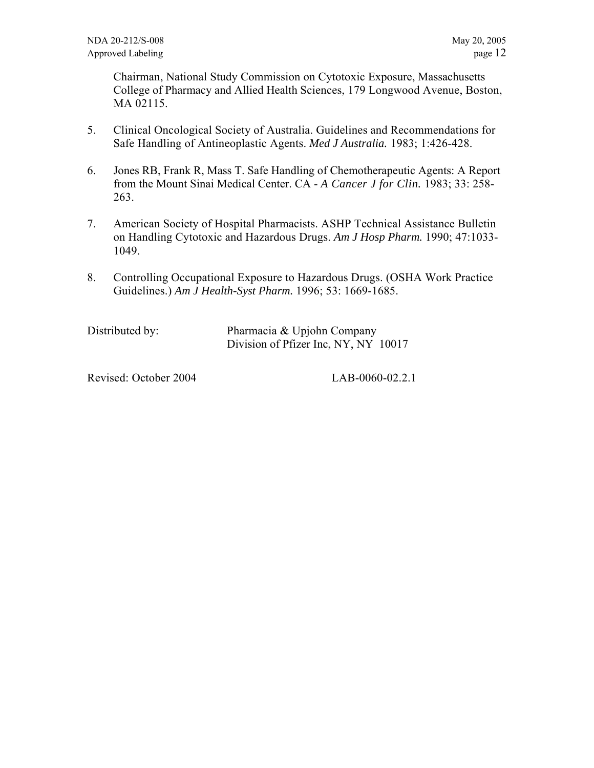Chairman, National Study Commission on Cytotoxic Exposure, Massachusetts College of Pharmacy and Allied Health Sciences, 179 Longwood Avenue, Boston, MA 02115.

5. Clinical Oncological Society of Australia. Guidelines and Recommendations for Safe Handling of Antineoplastic Agents. *Med J Australia.* 1983; 1:426-428.

6. Jones RB, Frank R, Mass T. Safe Handling of Chemotherapeutic Agents: A Report from the Mount Sinai Medical Center. CA - *A Cancer J for Clin.* 1983; 33: 258-263.

7. American Society of Hospital Pharmacists. ASHP Technical Assistance Bulletin on Handling Cytotoxic and Hazardous Drugs. *Am J Hosp Pharm.* 1990; 47:1033-1049.

8. Controlling Occupational Exposure to Hazardous Drugs. (OSHA Work Practice Guidelines.) *Am J Health-Syst Pharm.* 1996; 53: 1669-1685.

Distributed by: Pharmacia & Upjohn Company
Division of Pfizer Inc, NY, NY 10017

Revised: October 2004 LAB-0060-02.2.1